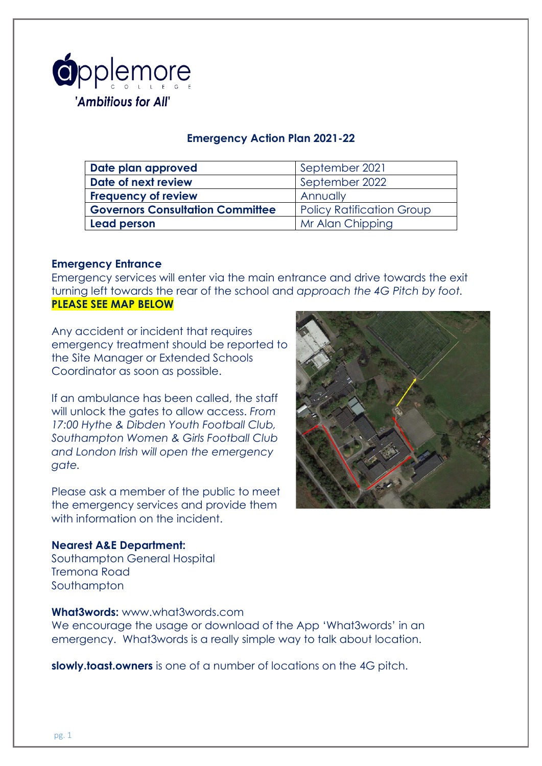applemore
COLLEGE
*'Ambitious for All'*

## Emergency Action Plan 2021-22

| **Date plan approved** | September 2021 |
|---|---|
| **Date of next review** | September 2022 |
| **Frequency of review** | Annually |
| **Governors Consultation Committee** | Policy Ratification Group |
| **Lead person** | Mr Alan Chipping |

### Emergency Entrance

Emergency services will enter via the main entrance and drive towards the exit turning left towards the rear of the school and *approach the 4G Pitch by foot.*
**PLEASE SEE MAP BELOW**

Any accident or incident that requires emergency treatment should be reported to the Site Manager or Extended Schools Coordinator as soon as possible.

If an ambulance has been called, the staff will unlock the gates to allow access. *From 17:00 Hythe & Dibden Youth Football Club, Southampton Women & Girls Football Club and London Irish will open the emergency gate.*

Please ask a member of the public to meet the emergency services and provide them with information on the incident.

### Nearest A&E Department:

Southampton General Hospital
Tremona Road
Southampton

**What3words:** www.what3words.com
We encourage the usage or download of the App 'What3words' in an emergency. What3words is a really simple way to talk about location.

**slowly.toast.owners** is one of a number of locations on the 4G pitch.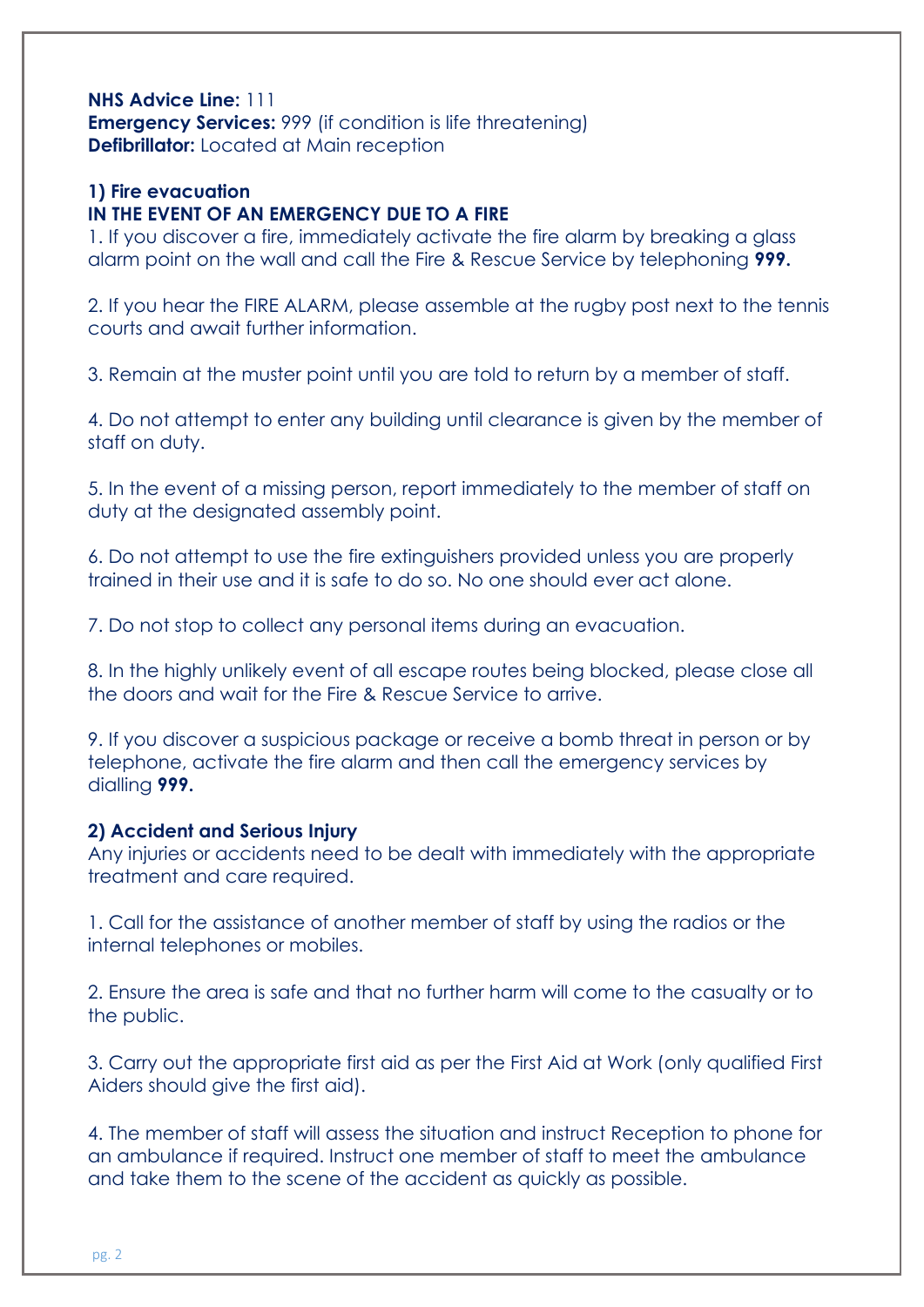**NHS Advice Line:** 111
**Emergency Services:** 999 (if condition is life threatening)
**Defibrillator:** Located at Main reception

## 1) Fire evacuation

**IN THE EVENT OF AN EMERGENCY DUE TO A FIRE**

1. If you discover a fire, immediately activate the fire alarm by breaking a glass alarm point on the wall and call the Fire & Rescue Service by telephoning **999.**

2. If you hear the FIRE ALARM, please assemble at the rugby post next to the tennis courts and await further information.

3. Remain at the muster point until you are told to return by a member of staff.

4. Do not attempt to enter any building until clearance is given by the member of staff on duty.

5. In the event of a missing person, report immediately to the member of staff on duty at the designated assembly point.

6. Do not attempt to use the fire extinguishers provided unless you are properly trained in their use and it is safe to do so. No one should ever act alone.

7. Do not stop to collect any personal items during an evacuation.

8. In the highly unlikely event of all escape routes being blocked, please close all the doors and wait for the Fire & Rescue Service to arrive.

9. If you discover a suspicious package or receive a bomb threat in person or by telephone, activate the fire alarm and then call the emergency services by dialling **999.**

## 2) Accident and Serious Injury

Any injuries or accidents need to be dealt with immediately with the appropriate treatment and care required.

1. Call for the assistance of another member of staff by using the radios or the internal telephones or mobiles.

2. Ensure the area is safe and that no further harm will come to the casualty or to the public.

3. Carry out the appropriate first aid as per the First Aid at Work (only qualified First Aiders should give the first aid).

4. The member of staff will assess the situation and instruct Reception to phone for an ambulance if required. Instruct one member of staff to meet the ambulance and take them to the scene of the accident as quickly as possible.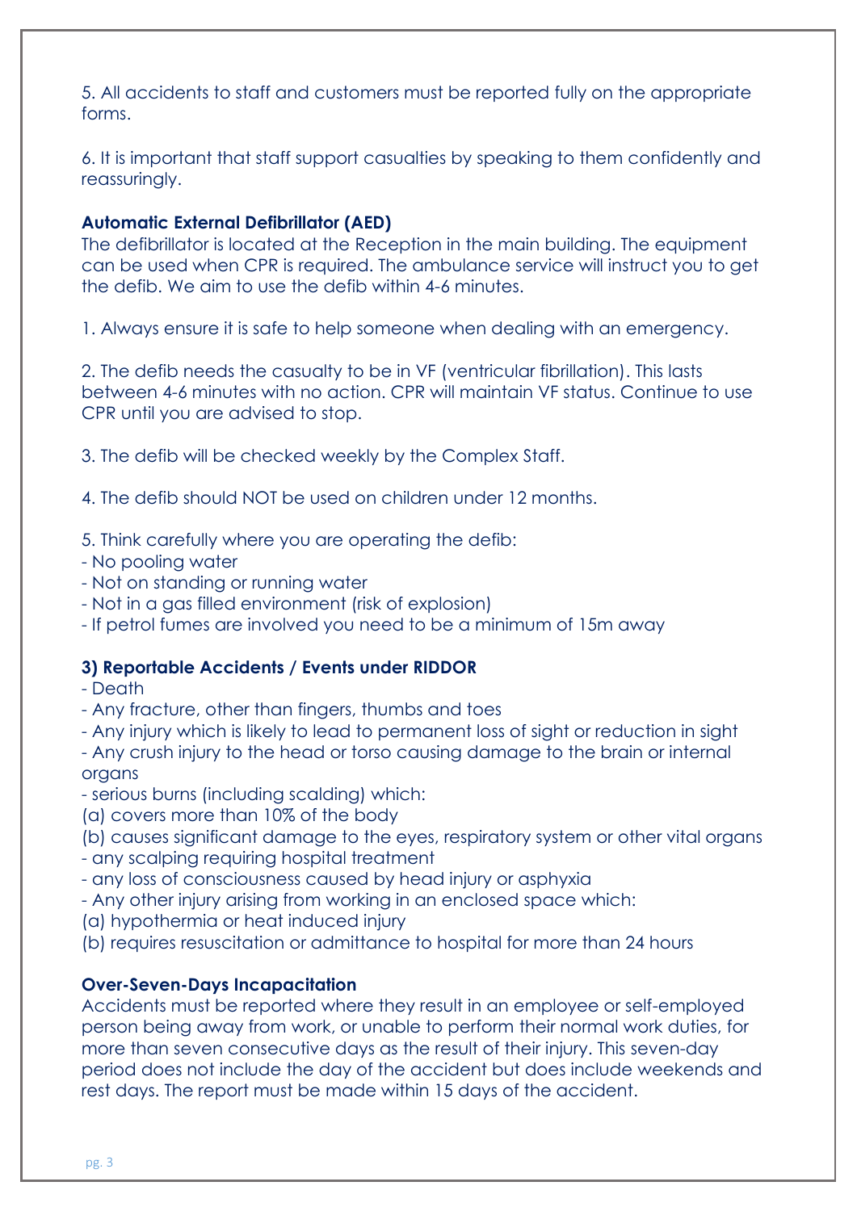5. All accidents to staff and customers must be reported fully on the appropriate forms.

6. It is important that staff support casualties by speaking to them confidently and reassuringly.

**Automatic External Defibrillator (AED)**
The defibrillator is located at the Reception in the main building. The equipment can be used when CPR is required. The ambulance service will instruct you to get the defib. We aim to use the defib within 4-6 minutes.

1. Always ensure it is safe to help someone when dealing with an emergency.

2. The defib needs the casualty to be in VF (ventricular fibrillation). This lasts between 4-6 minutes with no action. CPR will maintain VF status. Continue to use CPR until you are advised to stop.

3. The defib will be checked weekly by the Complex Staff.

4. The defib should NOT be used on children under 12 months.

5. Think carefully where you are operating the defib:
- No pooling water
- Not on standing or running water
- Not in a gas filled environment (risk of explosion)
- If petrol fumes are involved you need to be a minimum of 15m away

### 3) Reportable Accidents / Events under RIDDOR

- Death
- Any fracture, other than fingers, thumbs and toes
- Any injury which is likely to lead to permanent loss of sight or reduction in sight
- Any crush injury to the head or torso causing damage to the brain or internal organs
- serious burns (including scalding) which:

(a) covers more than 10% of the body
(b) causes significant damage to the eyes, respiratory system or other vital organs

- any scalping requiring hospital treatment
- any loss of consciousness caused by head injury or asphyxia
- Any other injury arising from working in an enclosed space which:

(a) hypothermia or heat induced injury
(b) requires resuscitation or admittance to hospital for more than 24 hours

**Over-Seven-Days Incapacitation**
Accidents must be reported where they result in an employee or self-employed person being away from work, or unable to perform their normal work duties, for more than seven consecutive days as the result of their injury. This seven-day period does not include the day of the accident but does include weekends and rest days. The report must be made within 15 days of the accident.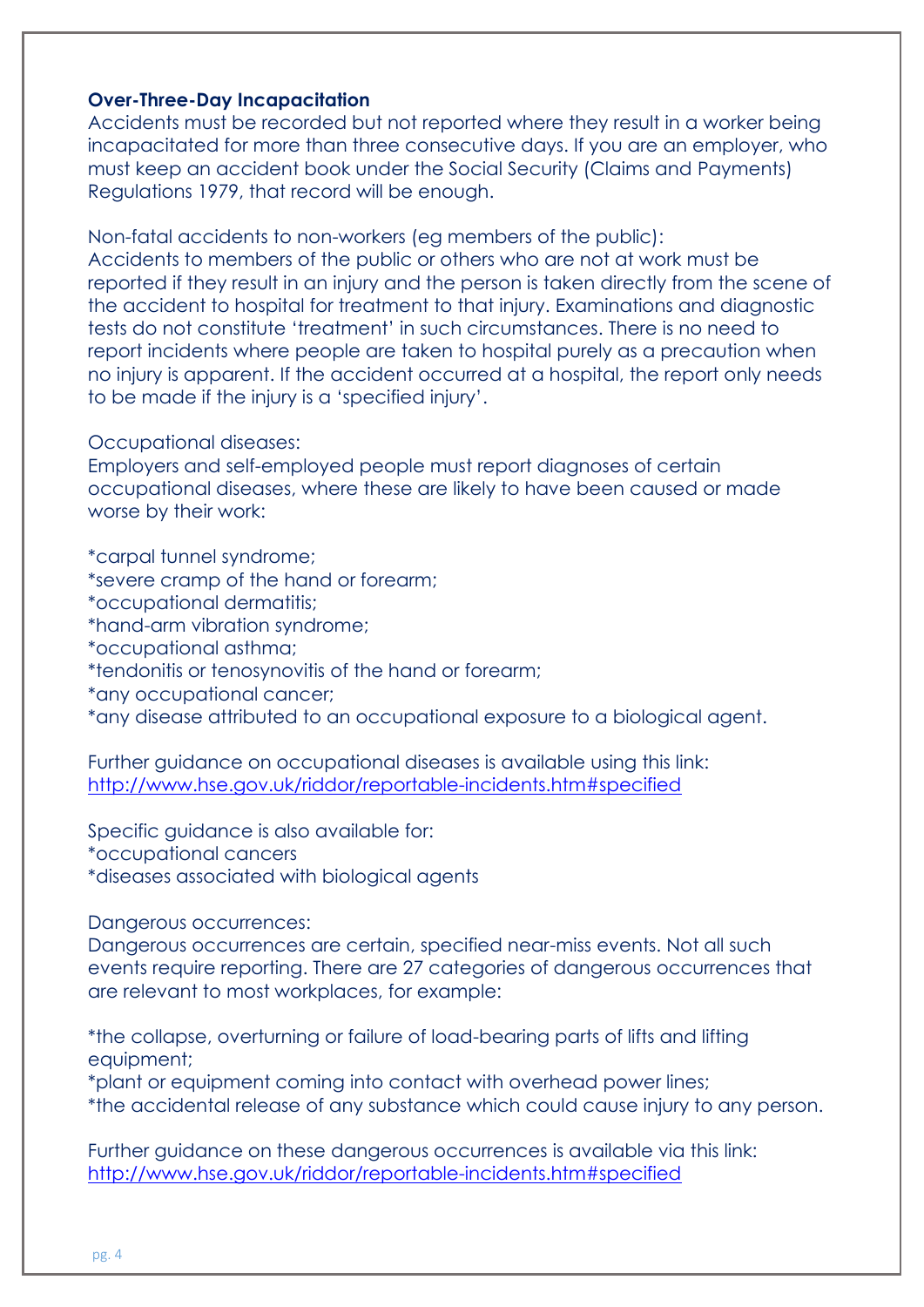**Over-Three-Day Incapacitation**

Accidents must be recorded but not reported where they result in a worker being incapacitated for more than three consecutive days. If you are an employer, who must keep an accident book under the Social Security (Claims and Payments) Regulations 1979, that record will be enough.

Non-fatal accidents to non-workers (eg members of the public):
Accidents to members of the public or others who are not at work must be reported if they result in an injury and the person is taken directly from the scene of the accident to hospital for treatment to that injury. Examinations and diagnostic tests do not constitute 'treatment' in such circumstances. There is no need to report incidents where people are taken to hospital purely as a precaution when no injury is apparent. If the accident occurred at a hospital, the report only needs to be made if the injury is a 'specified injury'.

Occupational diseases:
Employers and self-employed people must report diagnoses of certain occupational diseases, where these are likely to have been caused or made worse by their work:

*carpal tunnel syndrome;
*severe cramp of the hand or forearm;
*occupational dermatitis;
*hand-arm vibration syndrome;
*occupational asthma;
*tendonitis or tenosynovitis of the hand or forearm;
*any occupational cancer;
*any disease attributed to an occupational exposure to a biological agent.

Further guidance on occupational diseases is available using this link:
[http://www.hse.gov.uk/riddor/reportable-incidents.htm#specified](http://www.hse.gov.uk/riddor/reportable-incidents.htm#specified)

Specific guidance is also available for:
*occupational cancers
*diseases associated with biological agents

Dangerous occurrences:
Dangerous occurrences are certain, specified near-miss events. Not all such events require reporting. There are 27 categories of dangerous occurrences that are relevant to most workplaces, for example:

*the collapse, overturning or failure of load-bearing parts of lifts and lifting equipment;
*plant or equipment coming into contact with overhead power lines;
*the accidental release of any substance which could cause injury to any person.

Further guidance on these dangerous occurrences is available via this link:
[http://www.hse.gov.uk/riddor/reportable-incidents.htm#specified](http://www.hse.gov.uk/riddor/reportable-incidents.htm#specified)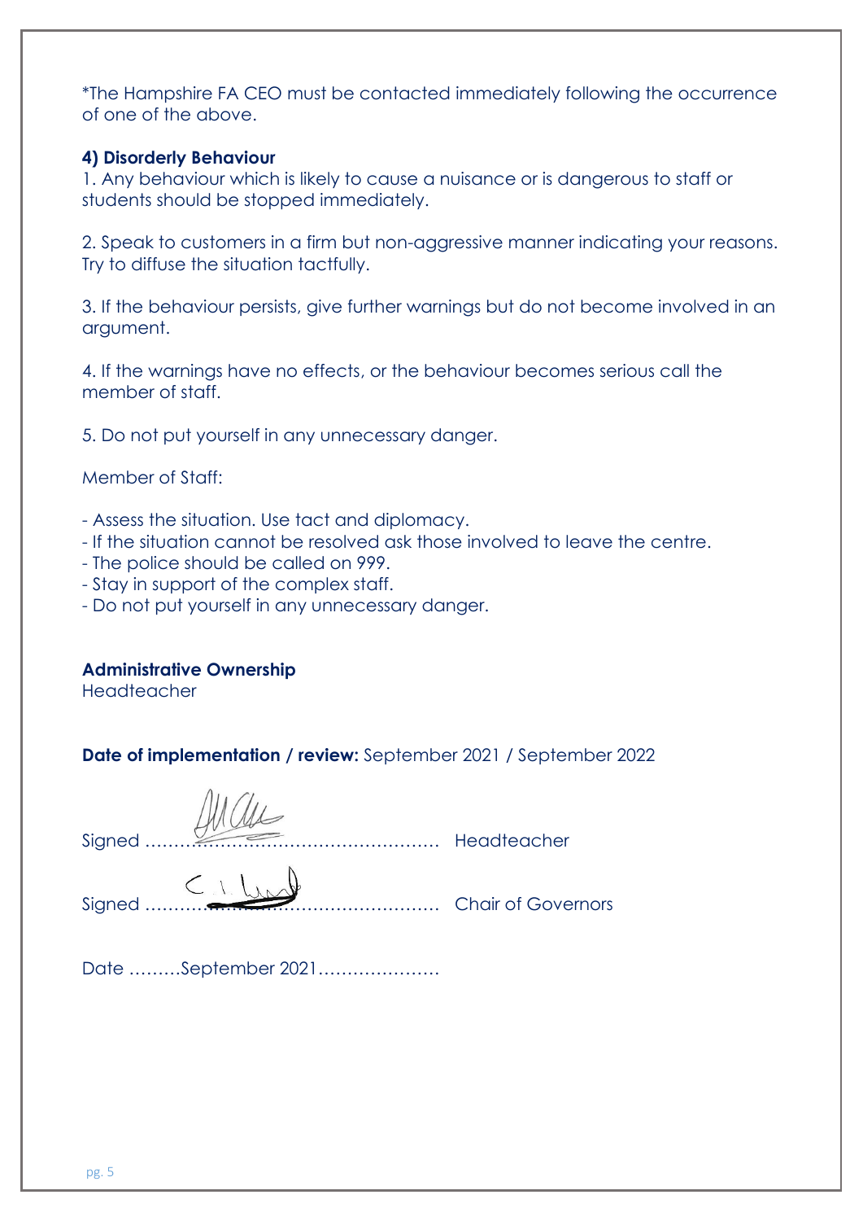*The Hampshire FA CEO must be contacted immediately following the occurrence of one of the above.

**4) Disorderly Behaviour**

1. Any behaviour which is likely to cause a nuisance or is dangerous to staff or students should be stopped immediately.

2. Speak to customers in a firm but non-aggressive manner indicating your reasons. Try to diffuse the situation tactfully.

3. If the behaviour persists, give further warnings but do not become involved in an argument.

4. If the warnings have no effects, or the behaviour becomes serious call the member of staff.

5. Do not put yourself in any unnecessary danger.

Member of Staff:

- Assess the situation. Use tact and diplomacy.
- If the situation cannot be resolved ask those involved to leave the centre.
- The police should be called on 999.
- Stay in support of the complex staff.
- Do not put yourself in any unnecessary danger.

**Administrative Ownership**
Headteacher

**Date of implementation / review:** September 2021 / September 2022

Signed ……………………………………………… Headteacher

Signed ……………………………………………… Chair of Governors

Date ………September 2021…………………